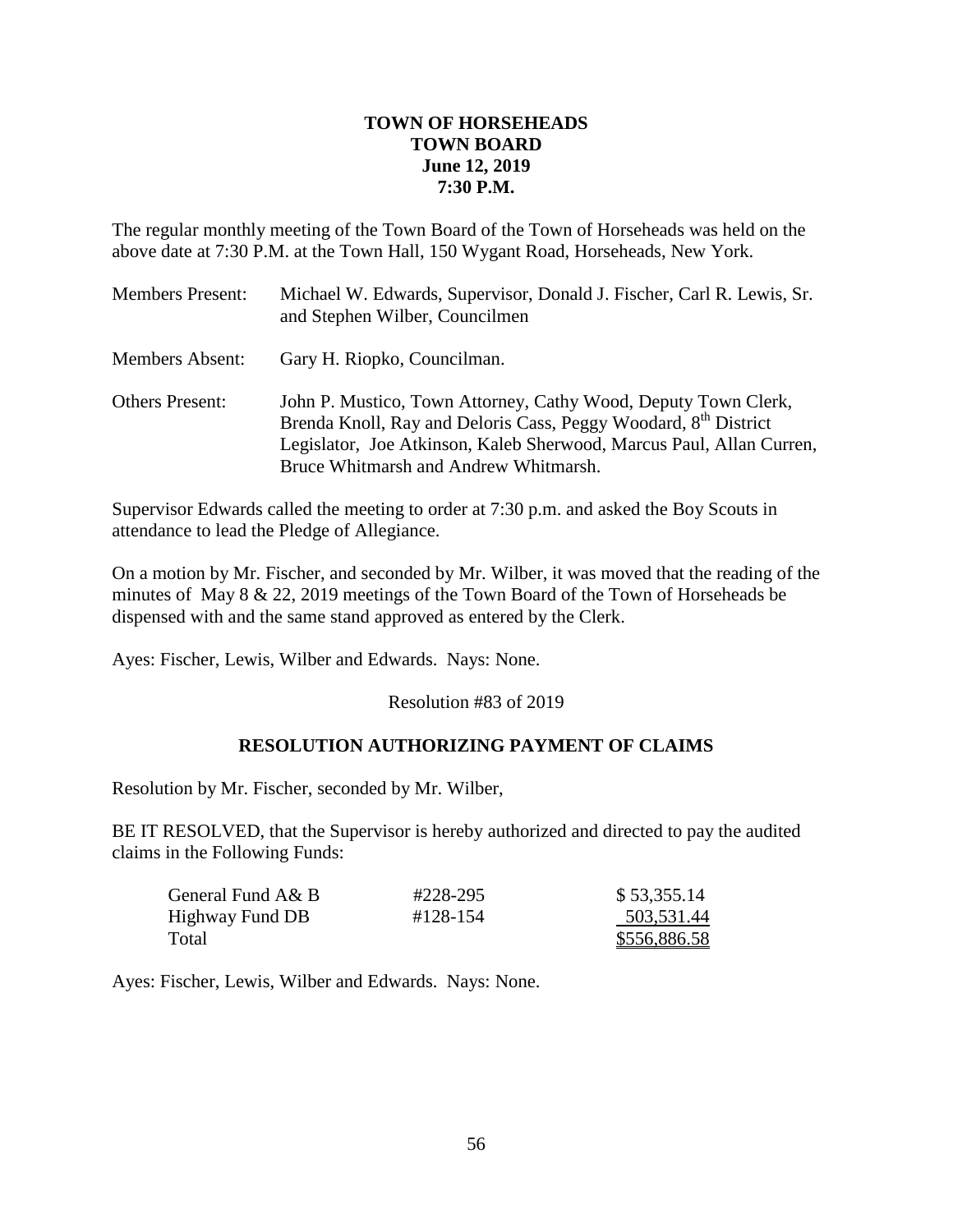**TOWN OF HORSEHEADS**
**TOWN BOARD**
**June 12, 2019**
**7:30 P.M.**

The regular monthly meeting of the Town Board of the Town of Horseheads was held on the above date at 7:30 P.M. at the Town Hall, 150 Wygant Road, Horseheads, New York.

Members Present: Michael W. Edwards, Supervisor, Donald J. Fischer, Carl R. Lewis, Sr. and Stephen Wilber, Councilmen

Members Absent: Gary H. Riopko, Councilman.

Others Present: John P. Mustico, Town Attorney, Cathy Wood, Deputy Town Clerk, Brenda Knoll, Ray and Deloris Cass, Peggy Woodard, 8th District Legislator, Joe Atkinson, Kaleb Sherwood, Marcus Paul, Allan Curren, Bruce Whitmarsh and Andrew Whitmarsh.

Supervisor Edwards called the meeting to order at 7:30 p.m. and asked the Boy Scouts in attendance to lead the Pledge of Allegiance.

On a motion by Mr. Fischer, and seconded by Mr. Wilber, it was moved that the reading of the minutes of May 8 & 22, 2019 meetings of the Town Board of the Town of Horseheads be dispensed with and the same stand approved as entered by the Clerk.

Ayes: Fischer, Lewis, Wilber and Edwards. Nays: None.

Resolution #83 of 2019

**RESOLUTION AUTHORIZING PAYMENT OF CLAIMS**

Resolution by Mr. Fischer, seconded by Mr. Wilber,

BE IT RESOLVED, that the Supervisor is hereby authorized and directed to pay the audited claims in the Following Funds:

| | | |
|---|---|---|
| General Fund A& B | #228-295 | $ 53,355.14 |
| Highway Fund DB | #128-154 | 503,531.44 |
| Total | | $556,886.58 |

Ayes: Fischer, Lewis, Wilber and Edwards. Nays: None.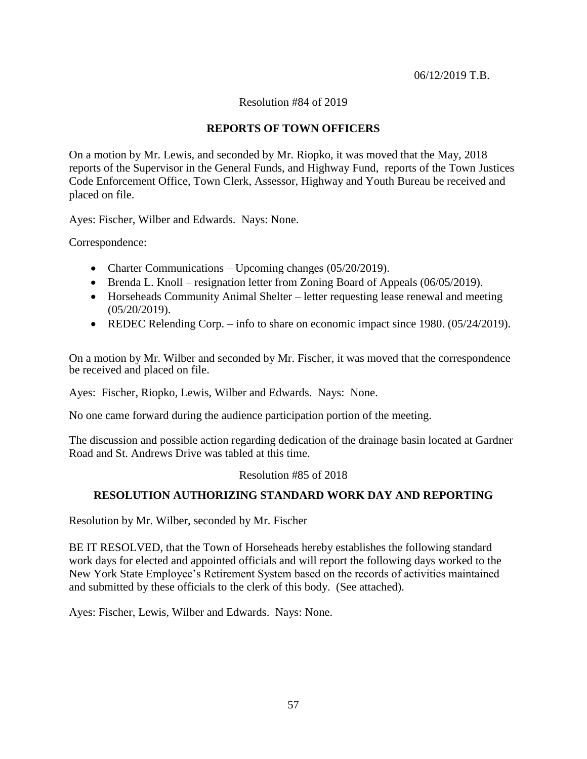06/12/2019 T.B.

Resolution #84 of 2019

**REPORTS OF TOWN OFFICERS**

On a motion by Mr. Lewis, and seconded by Mr. Riopko, it was moved that the May, 2018 reports of the Supervisor in the General Funds, and Highway Fund, reports of the Town Justices Code Enforcement Office, Town Clerk, Assessor, Highway and Youth Bureau be received and placed on file.

Ayes: Fischer, Wilber and Edwards. Nays: None.

Correspondence:

- Charter Communications – Upcoming changes (05/20/2019).
- Brenda L. Knoll – resignation letter from Zoning Board of Appeals (06/05/2019).
- Horseheads Community Animal Shelter – letter requesting lease renewal and meeting (05/20/2019).
- REDEC Relending Corp. – info to share on economic impact since 1980. (05/24/2019).

On a motion by Mr. Wilber and seconded by Mr. Fischer, it was moved that the correspondence be received and placed on file.

Ayes: Fischer, Riopko, Lewis, Wilber and Edwards. Nays: None.

No one came forward during the audience participation portion of the meeting.

The discussion and possible action regarding dedication of the drainage basin located at Gardner Road and St. Andrews Drive was tabled at this time.

Resolution #85 of 2018

**RESOLUTION AUTHORIZING STANDARD WORK DAY AND REPORTING**

Resolution by Mr. Wilber, seconded by Mr. Fischer

BE IT RESOLVED, that the Town of Horseheads hereby establishes the following standard work days for elected and appointed officials and will report the following days worked to the New York State Employee's Retirement System based on the records of activities maintained and submitted by these officials to the clerk of this body. (See attached).

Ayes: Fischer, Lewis, Wilber and Edwards. Nays: None.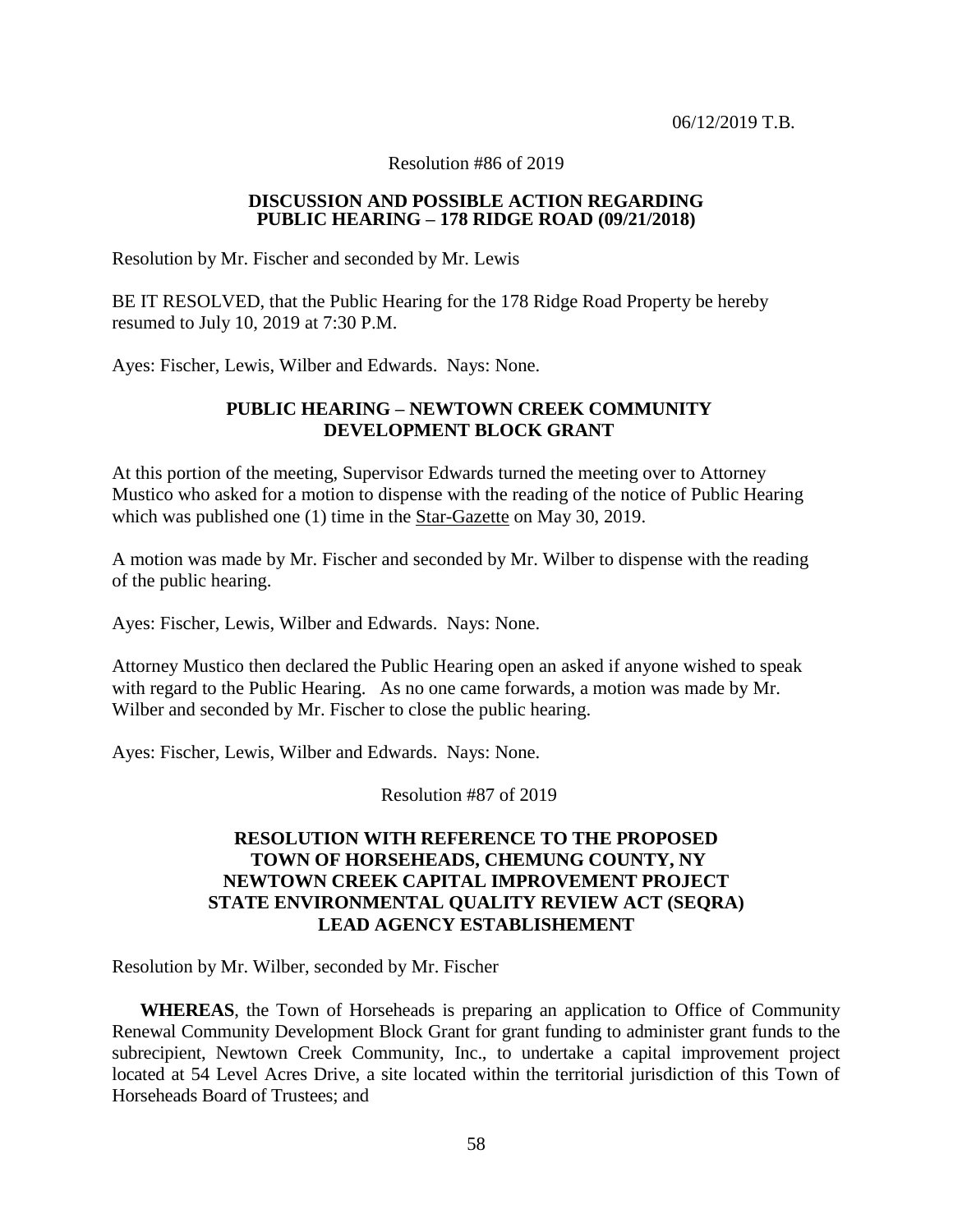06/12/2019 T.B.

Resolution #86 of 2019

**DISCUSSION AND POSSIBLE ACTION REGARDING PUBLIC HEARING – 178 RIDGE ROAD (09/21/2018)**

Resolution by Mr. Fischer and seconded by Mr. Lewis

BE IT RESOLVED, that the Public Hearing for the 178 Ridge Road Property be hereby resumed to July 10, 2019 at 7:30 P.M.

Ayes: Fischer, Lewis, Wilber and Edwards. Nays: None.

**PUBLIC HEARING – NEWTOWN CREEK COMMUNITY DEVELOPMENT BLOCK GRANT**

At this portion of the meeting, Supervisor Edwards turned the meeting over to Attorney Mustico who asked for a motion to dispense with the reading of the notice of Public Hearing which was published one (1) time in the Star-Gazette on May 30, 2019.

A motion was made by Mr. Fischer and seconded by Mr. Wilber to dispense with the reading of the public hearing.

Ayes: Fischer, Lewis, Wilber and Edwards. Nays: None.

Attorney Mustico then declared the Public Hearing open an asked if anyone wished to speak with regard to the Public Hearing. As no one came forwards, a motion was made by Mr. Wilber and seconded by Mr. Fischer to close the public hearing.

Ayes: Fischer, Lewis, Wilber and Edwards. Nays: None.

Resolution #87 of 2019

**RESOLUTION WITH REFERENCE TO THE PROPOSED TOWN OF HORSEHEADS, CHEMUNG COUNTY, NY NEWTOWN CREEK CAPITAL IMPROVEMENT PROJECT STATE ENVIRONMENTAL QUALITY REVIEW ACT (SEQRA) LEAD AGENCY ESTABLISHEMENT**

Resolution by Mr. Wilber, seconded by Mr. Fischer

**WHEREAS**, the Town of Horseheads is preparing an application to Office of Community Renewal Community Development Block Grant for grant funding to administer grant funds to the subrecipient, Newtown Creek Community, Inc., to undertake a capital improvement project located at 54 Level Acres Drive, a site located within the territorial jurisdiction of this Town of Horseheads Board of Trustees; and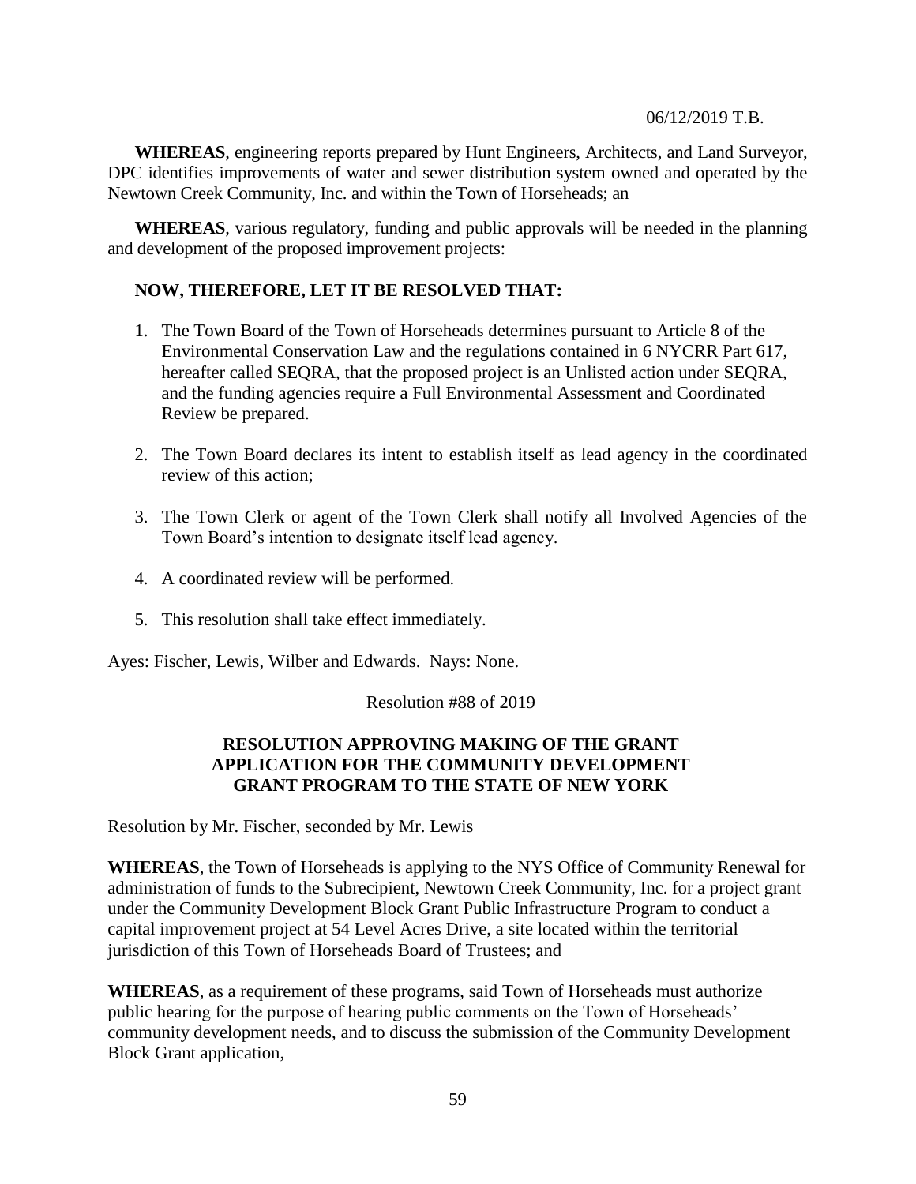**WHEREAS**, engineering reports prepared by Hunt Engineers, Architects, and Land Surveyor, DPC identifies improvements of water and sewer distribution system owned and operated by the Newtown Creek Community, Inc. and within the Town of Horseheads; an

**WHEREAS**, various regulatory, funding and public approvals will be needed in the planning and development of the proposed improvement projects:

**NOW, THEREFORE, LET IT BE RESOLVED THAT:**

1. The Town Board of the Town of Horseheads determines pursuant to Article 8 of the Environmental Conservation Law and the regulations contained in 6 NYCRR Part 617, hereafter called SEQRA, that the proposed project is an Unlisted action under SEQRA, and the funding agencies require a Full Environmental Assessment and Coordinated Review be prepared.

2. The Town Board declares its intent to establish itself as lead agency in the coordinated review of this action;

3. The Town Clerk or agent of the Town Clerk shall notify all Involved Agencies of the Town Board's intention to designate itself lead agency.

4. A coordinated review will be performed.

5. This resolution shall take effect immediately.

Ayes: Fischer, Lewis, Wilber and Edwards. Nays: None.

Resolution #88 of 2019

**RESOLUTION APPROVING MAKING OF THE GRANT APPLICATION FOR THE COMMUNITY DEVELOPMENT GRANT PROGRAM TO THE STATE OF NEW YORK**

Resolution by Mr. Fischer, seconded by Mr. Lewis

**WHEREAS**, the Town of Horseheads is applying to the NYS Office of Community Renewal for administration of funds to the Subrecipient, Newtown Creek Community, Inc. for a project grant under the Community Development Block Grant Public Infrastructure Program to conduct a capital improvement project at 54 Level Acres Drive, a site located within the territorial jurisdiction of this Town of Horseheads Board of Trustees; and

**WHEREAS**, as a requirement of these programs, said Town of Horseheads must authorize public hearing for the purpose of hearing public comments on the Town of Horseheads' community development needs, and to discuss the submission of the Community Development Block Grant application,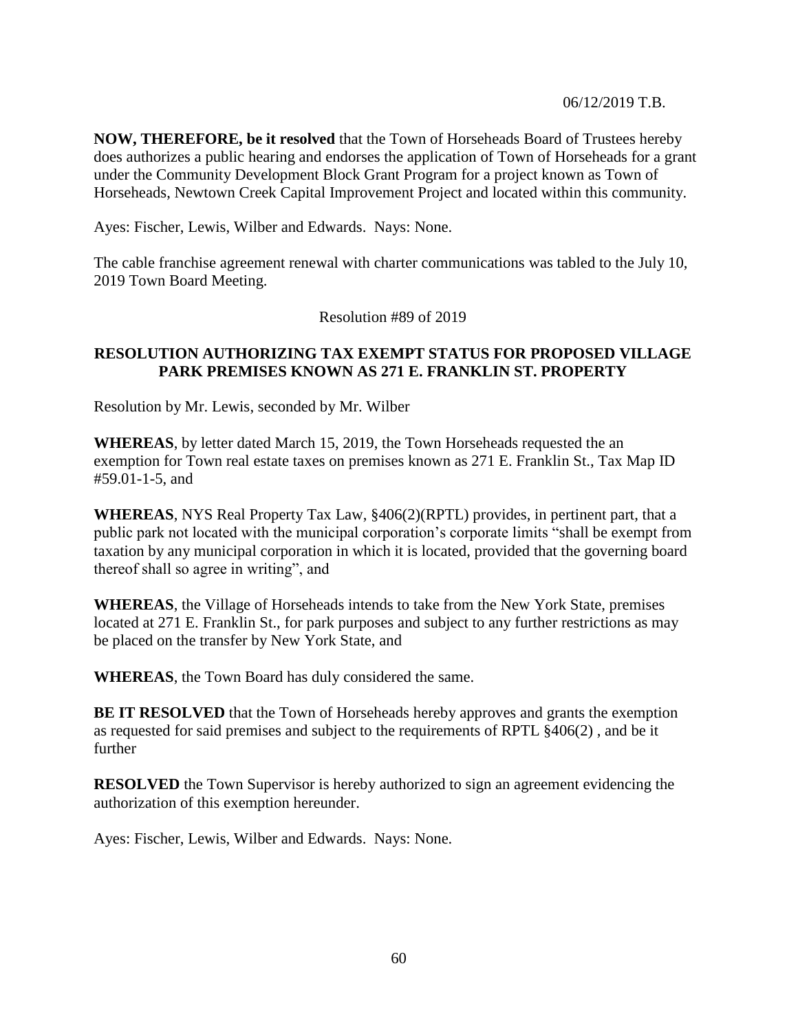06/12/2019 T.B.

**NOW, THEREFORE, be it resolved** that the Town of Horseheads Board of Trustees hereby does authorizes a public hearing and endorses the application of Town of Horseheads for a grant under the Community Development Block Grant Program for a project known as Town of Horseheads, Newtown Creek Capital Improvement Project and located within this community.

Ayes: Fischer, Lewis, Wilber and Edwards. Nays: None.

The cable franchise agreement renewal with charter communications was tabled to the July 10, 2019 Town Board Meeting.

Resolution #89 of 2019

**RESOLUTION AUTHORIZING TAX EXEMPT STATUS FOR PROPOSED VILLAGE PARK PREMISES KNOWN AS 271 E. FRANKLIN ST. PROPERTY**

Resolution by Mr. Lewis, seconded by Mr. Wilber

**WHEREAS**, by letter dated March 15, 2019, the Town Horseheads requested the an exemption for Town real estate taxes on premises known as 271 E. Franklin St., Tax Map ID #59.01-1-5, and

**WHEREAS**, NYS Real Property Tax Law, §406(2)(RPTL) provides, in pertinent part, that a public park not located with the municipal corporation's corporate limits "shall be exempt from taxation by any municipal corporation in which it is located, provided that the governing board thereof shall so agree in writing", and

**WHEREAS**, the Village of Horseheads intends to take from the New York State, premises located at 271 E. Franklin St., for park purposes and subject to any further restrictions as may be placed on the transfer by New York State, and

**WHEREAS**, the Town Board has duly considered the same.

**BE IT RESOLVED** that the Town of Horseheads hereby approves and grants the exemption as requested for said premises and subject to the requirements of RPTL §406(2) , and be it further

**RESOLVED** the Town Supervisor is hereby authorized to sign an agreement evidencing the authorization of this exemption hereunder.

Ayes: Fischer, Lewis, Wilber and Edwards. Nays: None.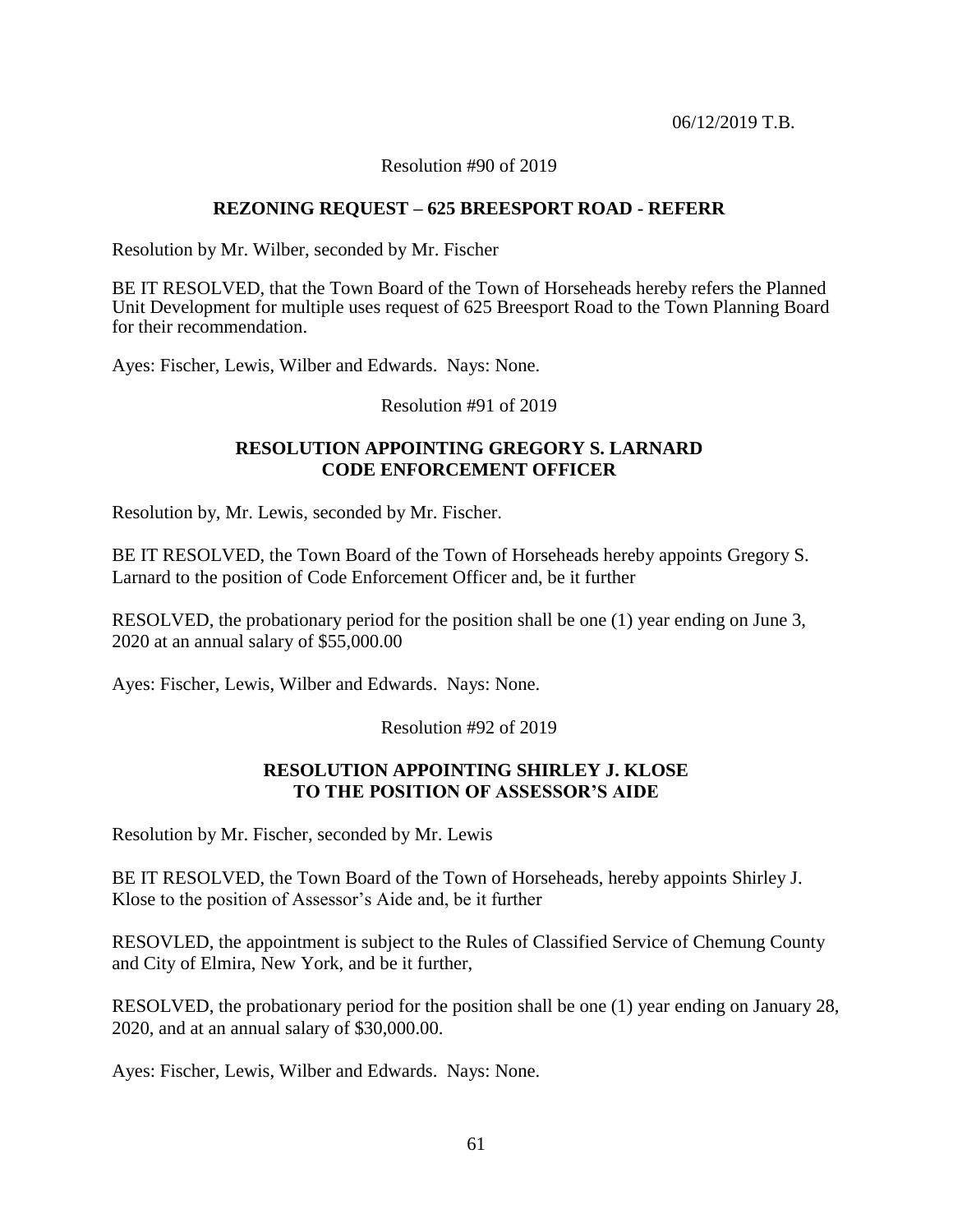06/12/2019 T.B.

Resolution #90 of 2019

**REZONING REQUEST – 625 BREESPORT ROAD - REFERR**

Resolution by Mr. Wilber, seconded by Mr. Fischer

BE IT RESOLVED, that the Town Board of the Town of Horseheads hereby refers the Planned Unit Development for multiple uses request of 625 Breesport Road to the Town Planning Board for their recommendation.

Ayes: Fischer, Lewis, Wilber and Edwards. Nays: None.

Resolution #91 of 2019

**RESOLUTION APPOINTING GREGORY S. LARNARD CODE ENFORCEMENT OFFICER**

Resolution by, Mr. Lewis, seconded by Mr. Fischer.

BE IT RESOLVED, the Town Board of the Town of Horseheads hereby appoints Gregory S. Larnard to the position of Code Enforcement Officer and, be it further

RESOLVED, the probationary period for the position shall be one (1) year ending on June 3, 2020 at an annual salary of $55,000.00

Ayes: Fischer, Lewis, Wilber and Edwards. Nays: None.

Resolution #92 of 2019

**RESOLUTION APPOINTING SHIRLEY J. KLOSE TO THE POSITION OF ASSESSOR'S AIDE**

Resolution by Mr. Fischer, seconded by Mr. Lewis

BE IT RESOLVED, the Town Board of the Town of Horseheads, hereby appoints Shirley J. Klose to the position of Assessor's Aide and, be it further

RESOVLED, the appointment is subject to the Rules of Classified Service of Chemung County and City of Elmira, New York, and be it further,

RESOLVED, the probationary period for the position shall be one (1) year ending on January 28, 2020, and at an annual salary of $30,000.00.

Ayes: Fischer, Lewis, Wilber and Edwards. Nays: None.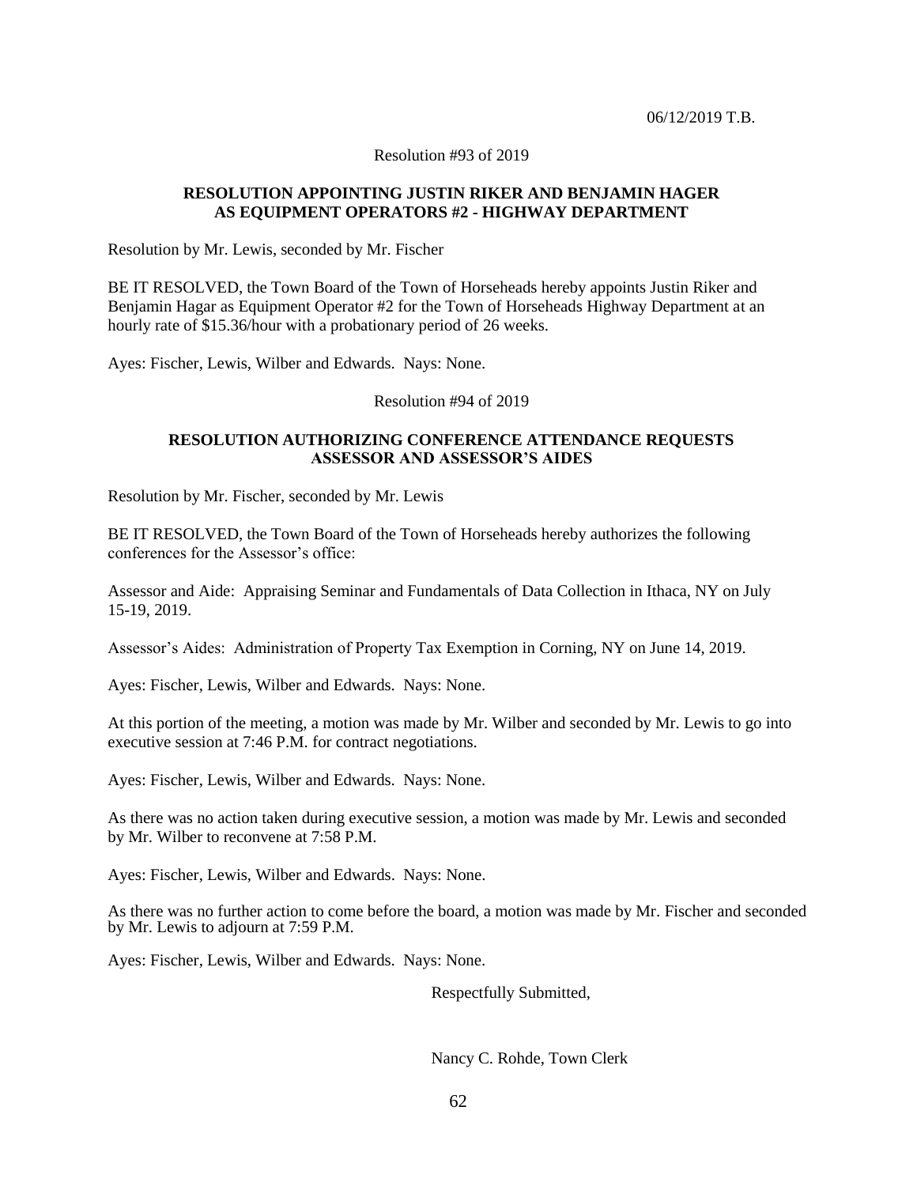06/12/2019 T.B.

Resolution #93 of 2019

**RESOLUTION APPOINTING JUSTIN RIKER AND BENJAMIN HAGER AS EQUIPMENT OPERATORS #2 - HIGHWAY DEPARTMENT**

Resolution by Mr. Lewis, seconded by Mr. Fischer

BE IT RESOLVED, the Town Board of the Town of Horseheads hereby appoints Justin Riker and Benjamin Hagar as Equipment Operator #2 for the Town of Horseheads Highway Department at an hourly rate of $15.36/hour with a probationary period of 26 weeks.

Ayes: Fischer, Lewis, Wilber and Edwards. Nays: None.

Resolution #94 of 2019

**RESOLUTION AUTHORIZING CONFERENCE ATTENDANCE REQUESTS ASSESSOR AND ASSESSOR'S AIDES**

Resolution by Mr. Fischer, seconded by Mr. Lewis

BE IT RESOLVED, the Town Board of the Town of Horseheads hereby authorizes the following conferences for the Assessor's office:

Assessor and Aide: Appraising Seminar and Fundamentals of Data Collection in Ithaca, NY on July 15-19, 2019.

Assessor's Aides: Administration of Property Tax Exemption in Corning, NY on June 14, 2019.

Ayes: Fischer, Lewis, Wilber and Edwards. Nays: None.

At this portion of the meeting, a motion was made by Mr. Wilber and seconded by Mr. Lewis to go into executive session at 7:46 P.M. for contract negotiations.

Ayes: Fischer, Lewis, Wilber and Edwards. Nays: None.

As there was no action taken during executive session, a motion was made by Mr. Lewis and seconded by Mr. Wilber to reconvene at 7:58 P.M.

Ayes: Fischer, Lewis, Wilber and Edwards. Nays: None.

As there was no further action to come before the board, a motion was made by Mr. Fischer and seconded by Mr. Lewis to adjourn at 7:59 P.M.

Ayes: Fischer, Lewis, Wilber and Edwards. Nays: None.

Respectfully Submitted,

Nancy C. Rohde, Town Clerk